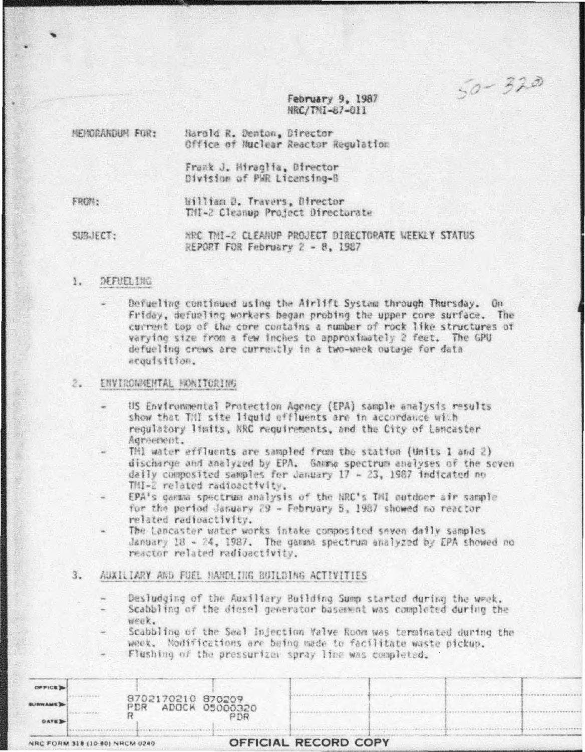50-320

February 9, 1987
NRC/TMI-87-011

MEMORANDUM FOR: Harold R. Denton, Director
Office of Nuclear Reactor Regulation

Frank J. Miraglia, Director
Division of PWR Licensing-B

FROM: William D. Travers, Director
TMI-2 Cleanup Project Directorate

SUBJECT: NRC TMI-2 CLEANUP PROJECT DIRECTORATE WEEKLY STATUS REPORT FOR February 2 - 8, 1987

1. DEFUELING

- Defueling continued using the Airlift System through Thursday. On Friday, defueling workers began probing the upper core surface. The current top of the core contains a number of rock like structures of varying size from a few inches to approximately 2 feet. The GPU defueling crews are currently in a two-week outage for data acquisition.

2. ENVIRONMENTAL MONITORING

- US Environmental Protection Agency (EPA) sample analysis results show that TMI site liquid effluents are in accordance with regulatory limits, NRC requirements, and the City of Lancaster Agreement.
- TMI water effluents are sampled from the station (Units 1 and 2) discharge and analyzed by EPA. Gamma spectrum analyses of the seven daily composited samples for January 17 - 23, 1987 indicated no TMI-2 related radioactivity.
- EPA's gamma spectrum analysis of the NRC's TMI outdoor air sample for the period January 29 - February 5, 1987 showed no reactor related radioactivity.
- The Lancaster water works intake composited seven daily samples January 18 - 24, 1987. The gamma spectrum analyzed by EPA showed no reactor related radioactivity.

3. AUXILIARY AND FUEL HANDLING BUILDING ACTIVITIES

- Desludging of the Auxiliary Building Sump started during the week.
- Scabbling of the diesel generator basement was completed during the week.
- Scabbling of the Seal Injection Valve Room was terminated during the week. Modifications are being made to facilitate waste pickup.
- Flushing of the pressurizer spray line was completed.

8702170210 870209
PDR ADOCK 05000320
R PDR

NRC FORM 318 (10-80) NRCM 0240 OFFICIAL RECORD COPY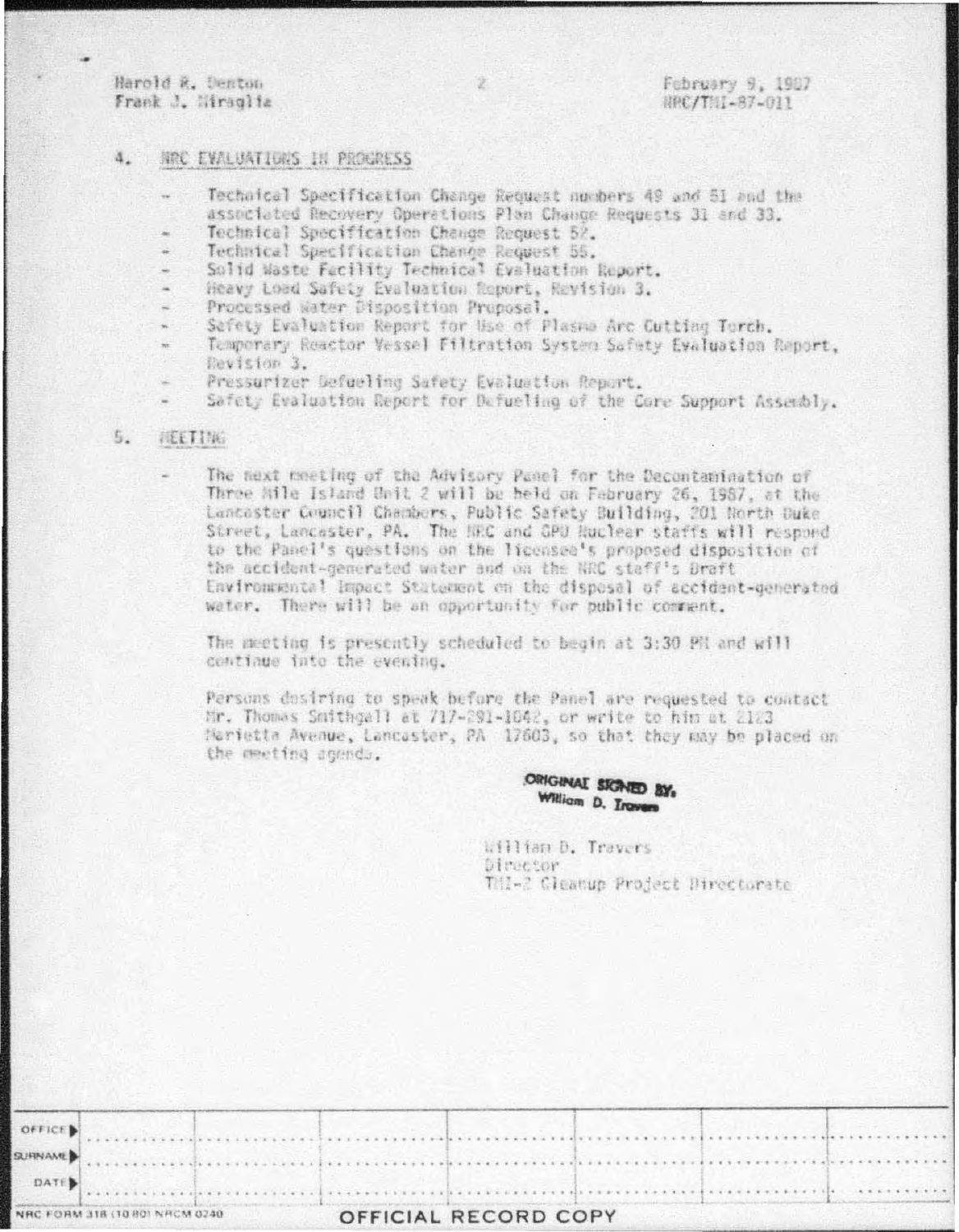## 4. NRC EVALUATIONS IN PROGRESS

- Technical Specification Change Request numbers 49 and 51 and the associated Recovery Operations Plan Change Requests 31 and 33.
- Technical Specification Change Request 52.
- Technical Specification Change Request 55.
- Solid Waste Facility Technical Evaluation Report.
- Heavy Load Safety Evaluation Report, Revision 3.
- Processed Water Disposition Proposal.
- Safety Evaluation Report for Use of Plasma Arc Cutting Torch.
- Temporary Reactor Vessel Filtration System Safety Evaluation Report, Revision 3.
- Pressurizer Defueling Safety Evaluation Report.
- Safety Evaluation Report for Defueling of the Core Support Assembly.

## 5. MEETING

- The next meeting of the Advisory Panel for the Decontamination of Three Mile Island Unit 2 will be held on February 26, 1987, at the Lancaster Council Chambers, Public Safety Building, 201 North Duke Street, Lancaster, PA. The NRC and GPU Nuclear staffs will respond to the Panel's questions on the licensee's proposed disposition of the accident-generated water and on the NRC staff's Draft Environmental Impact Statement on the disposal of accident-generated water. There will be an opportunity for public comment.

The meeting is presently scheduled to begin at 3:30 PM and will continue into the evening.

Persons desiring to speak before the Panel are requested to contact Mr. Thomas Smithgall at 717-291-1042, or write to him at 2123 Marietta Avenue, Lancaster, PA 17603, so that they may be placed on the meeting agenda.

ORIGINAL SIGNED BY,
William D. Travers

William D. Travers
Director
TMI-2 Cleanup Project Directorate

| OFFICE | | | | | | | |
|---|---|---|---|---|---|---|---|
| SURNAME | | | | | | | |
| DATE | | | | | | | |

NRC FORM 318 (10 80) NRCM 0240

OFFICIAL RECORD COPY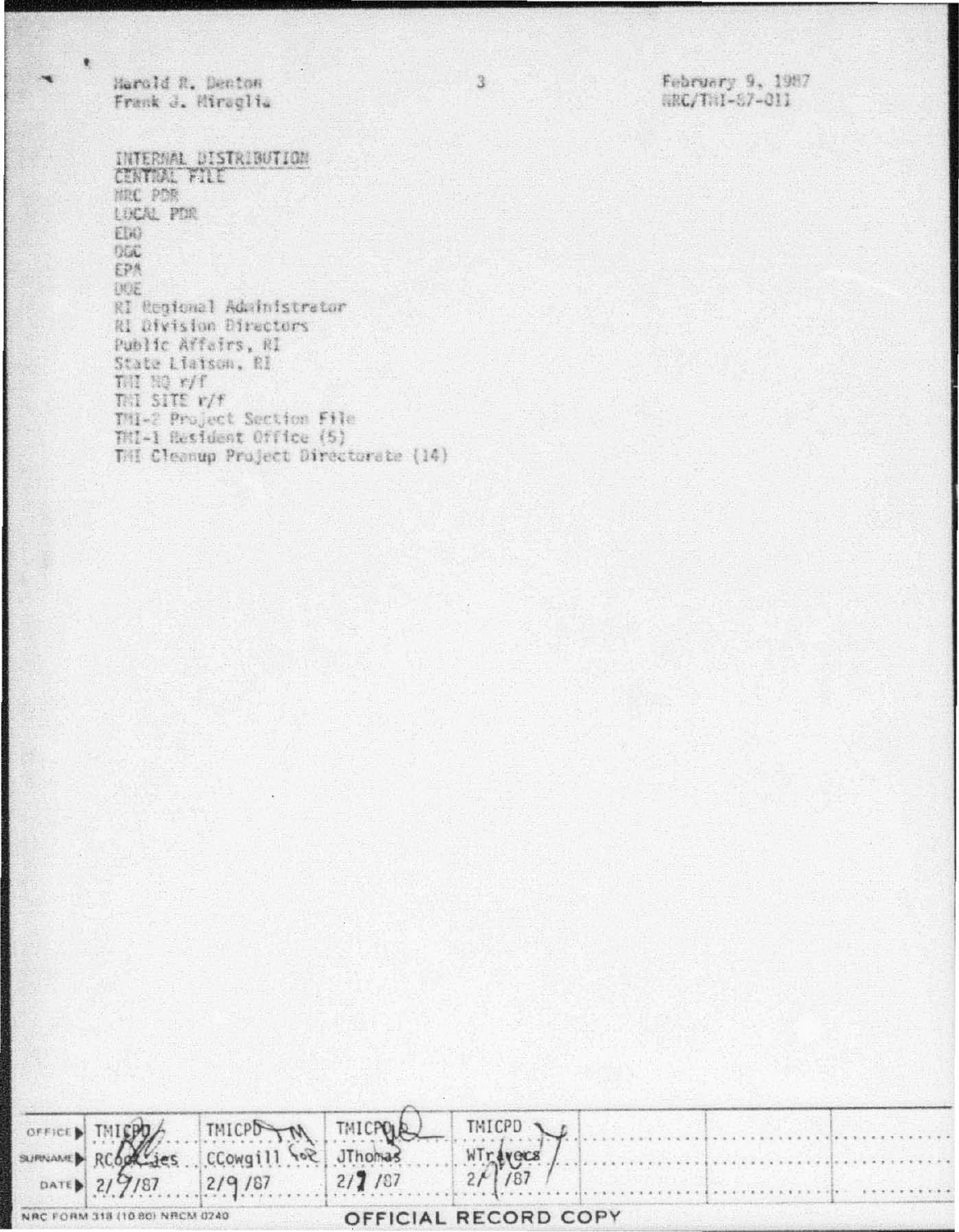Harold R. Denton
Frank J. Miraglia

February 9, 1987
NRC/TMI-87-011

INTERNAL DISTRIBUTION
CENTRAL FILE
NRC PDR
LOCAL PDR
EDO
OGC
EPA
DOE
RI Regional Administrator
RI Division Directors
Public Affairs, RI
State Liaison, RI
TMI HQ r/f
TMI SITE r/f
TMI-2 Project Section File
TMI-1 Resident Office (5)
TMI Cleanup Project Directorate (14)

| | | | | | | | |
|---|---|---|---|---|---|---|---|
| OFFICE | TMICPD | TMICPD | TMICPD | TMICPD | | | |
| SURNAME | RCookjes | CCowgill | JThomas | WTravers | | | |
| DATE | 2/9/87 | 2/9/87 | 2/9/87 | 2/ /87 | | | |

NRC FORM 318 (10 80) NRCM 0240

OFFICIAL RECORD COPY